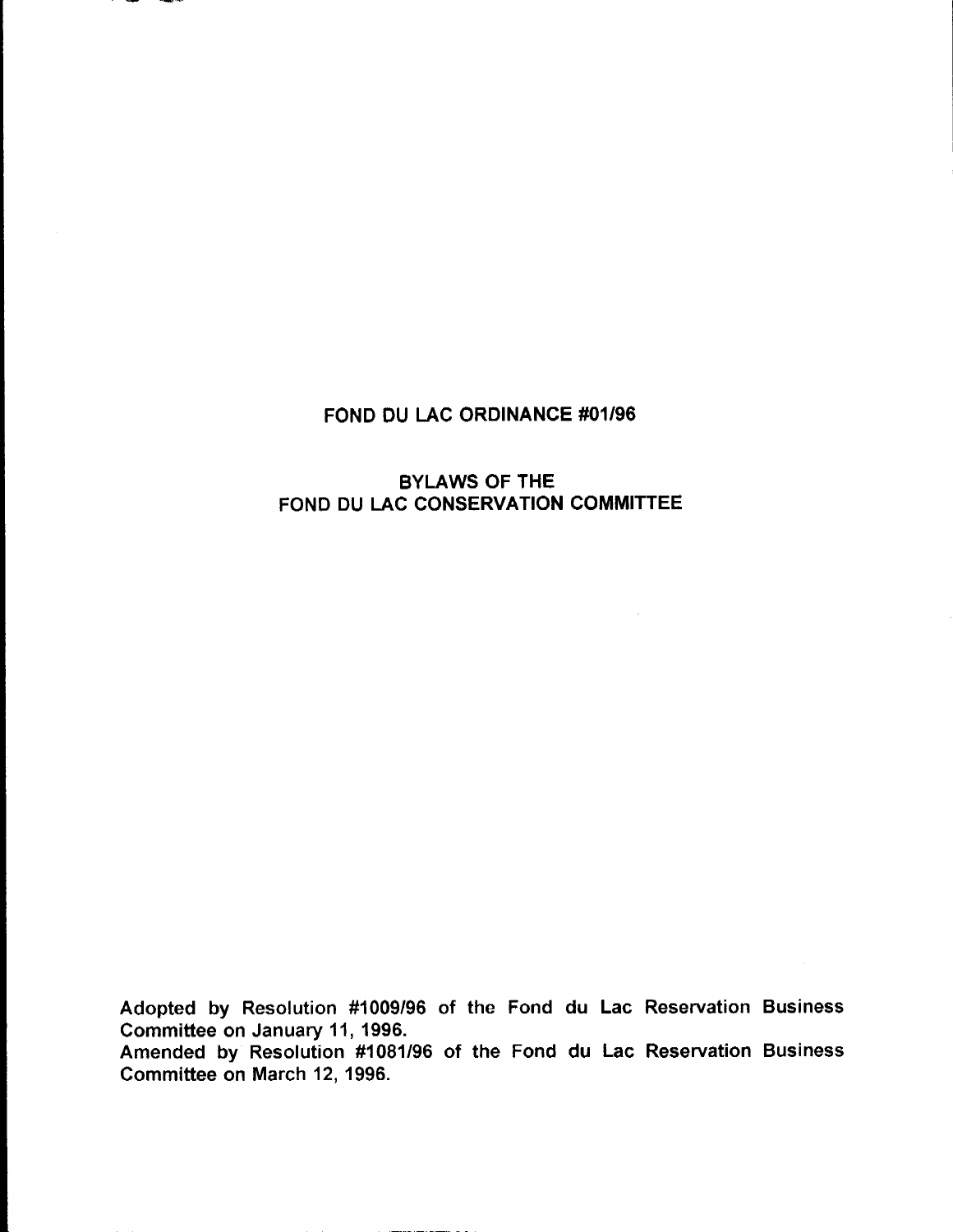# FOND DU LAC ORDINANCE #01/96

## BYLAWS OF THE FOND DU LAC CONSERVATION COMMITTEE

Adopted by Resolution #1009/96 of the Fond du Lac Reservation Business Committee on January 11, 1996.
Amended by Resolution #1081/96 of the Fond du Lac Reservation Business Committee on March 12, 1996.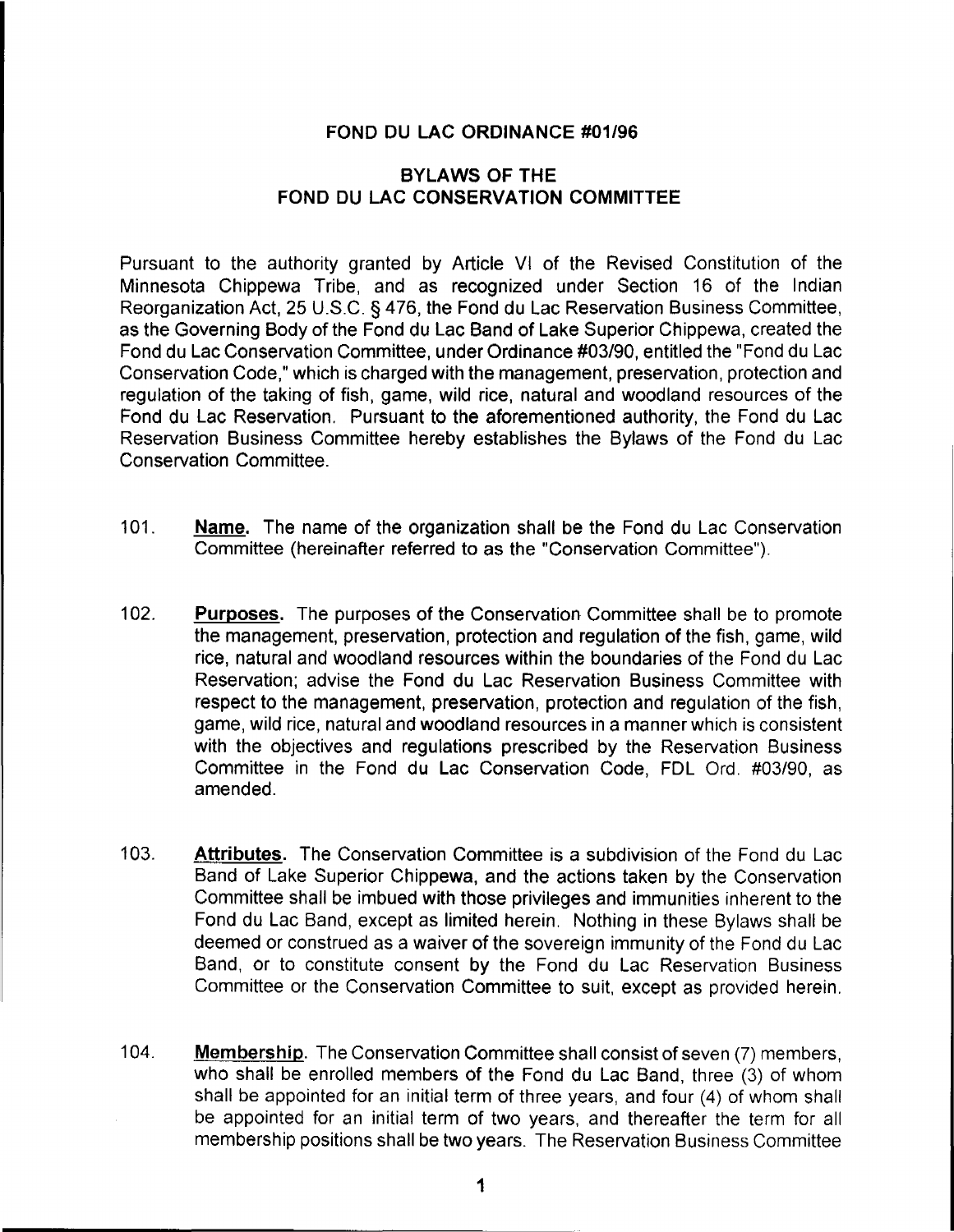**FOND DU LAC ORDINANCE #01/96**

**BYLAWS OF THE FOND DU LAC CONSERVATION COMMITTEE**

Pursuant to the authority granted by Article VI of the Revised Constitution of the Minnesota Chippewa Tribe, and as recognized under Section 16 of the Indian Reorganization Act, 25 U.S.C. § 476, the Fond du Lac Reservation Business Committee, as the Governing Body of the Fond du Lac Band of Lake Superior Chippewa, created the Fond du Lac Conservation Committee, under Ordinance #03/90, entitled the "Fond du Lac Conservation Code," which is charged with the management, preservation, protection and regulation of the taking of fish, game, wild rice, natural and woodland resources of the Fond du Lac Reservation. Pursuant to the aforementioned authority, the Fond du Lac Reservation Business Committee hereby establishes the Bylaws of the Fond du Lac Conservation Committee.

101. **Name.** The name of the organization shall be the Fond du Lac Conservation Committee (hereinafter referred to as the "Conservation Committee").

102. **Purposes.** The purposes of the Conservation Committee shall be to promote the management, preservation, protection and regulation of the fish, game, wild rice, natural and woodland resources within the boundaries of the Fond du Lac Reservation; advise the Fond du Lac Reservation Business Committee with respect to the management, preservation, protection and regulation of the fish, game, wild rice, natural and woodland resources in a manner which is consistent with the objectives and regulations prescribed by the Reservation Business Committee in the Fond du Lac Conservation Code, FDL Ord. #03/90, as amended.

103. **Attributes.** The Conservation Committee is a subdivision of the Fond du Lac Band of Lake Superior Chippewa, and the actions taken by the Conservation Committee shall be imbued with those privileges and immunities inherent to the Fond du Lac Band, except as limited herein. Nothing in these Bylaws shall be deemed or construed as a waiver of the sovereign immunity of the Fond du Lac Band, or to constitute consent by the Fond du Lac Reservation Business Committee or the Conservation Committee to suit, except as provided herein.

104. **Membership.** The Conservation Committee shall consist of seven (7) members, who shall be enrolled members of the Fond du Lac Band, three (3) of whom shall be appointed for an initial term of three years, and four (4) of whom shall be appointed for an initial term of two years, and thereafter the term for all membership positions shall be two years. The Reservation Business Committee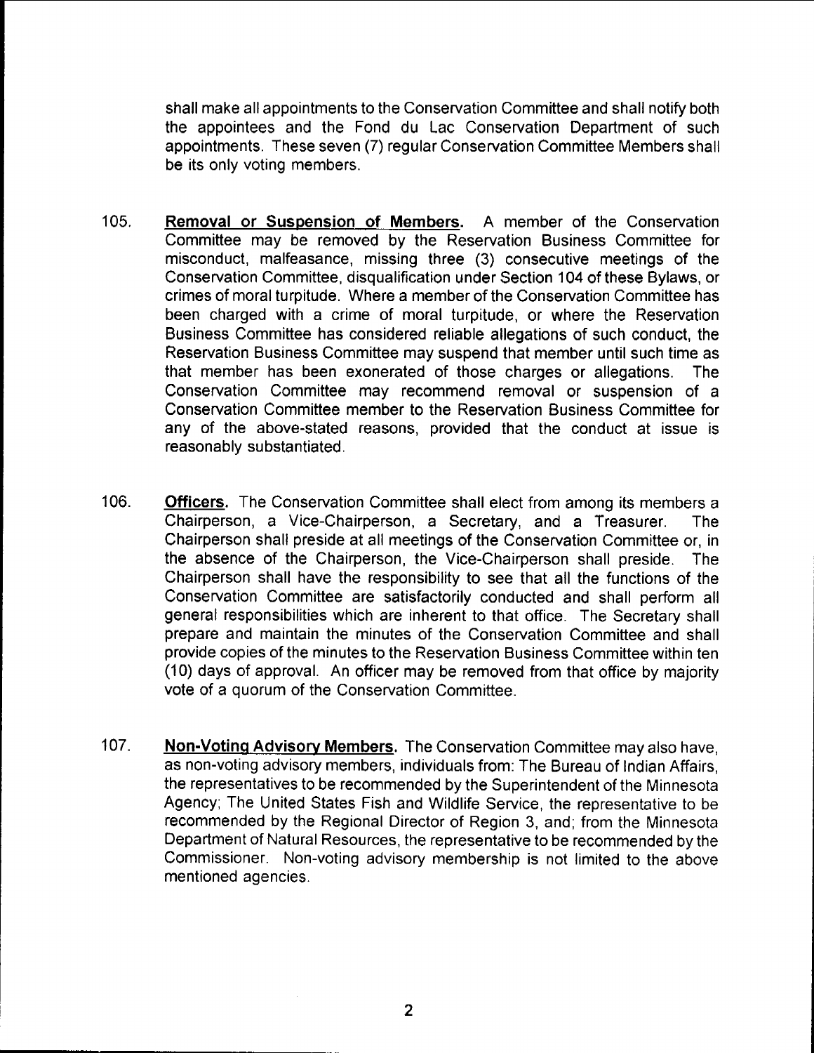shall make all appointments to the Conservation Committee and shall notify both the appointees and the Fond du Lac Conservation Department of such appointments. These seven (7) regular Conservation Committee Members shall be its only voting members.

105. **Removal or Suspension of Members.** A member of the Conservation Committee may be removed by the Reservation Business Committee for misconduct, malfeasance, missing three (3) consecutive meetings of the Conservation Committee, disqualification under Section 104 of these Bylaws, or crimes of moral turpitude. Where a member of the Conservation Committee has been charged with a crime of moral turpitude, or where the Reservation Business Committee has considered reliable allegations of such conduct, the Reservation Business Committee may suspend that member until such time as that member has been exonerated of those charges or allegations. The Conservation Committee may recommend removal or suspension of a Conservation Committee member to the Reservation Business Committee for any of the above-stated reasons, provided that the conduct at issue is reasonably substantiated.

106. **Officers.** The Conservation Committee shall elect from among its members a Chairperson, a Vice-Chairperson, a Secretary, and a Treasurer. The Chairperson shall preside at all meetings of the Conservation Committee or, in the absence of the Chairperson, the Vice-Chairperson shall preside. The Chairperson shall have the responsibility to see that all the functions of the Conservation Committee are satisfactorily conducted and shall perform all general responsibilities which are inherent to that office. The Secretary shall prepare and maintain the minutes of the Conservation Committee and shall provide copies of the minutes to the Reservation Business Committee within ten (10) days of approval. An officer may be removed from that office by majority vote of a quorum of the Conservation Committee.

107. **Non-Voting Advisory Members.** The Conservation Committee may also have, as non-voting advisory members, individuals from: The Bureau of Indian Affairs, the representatives to be recommended by the Superintendent of the Minnesota Agency; The United States Fish and Wildlife Service, the representative to be recommended by the Regional Director of Region 3, and; from the Minnesota Department of Natural Resources, the representative to be recommended by the Commissioner. Non-voting advisory membership is not limited to the above mentioned agencies.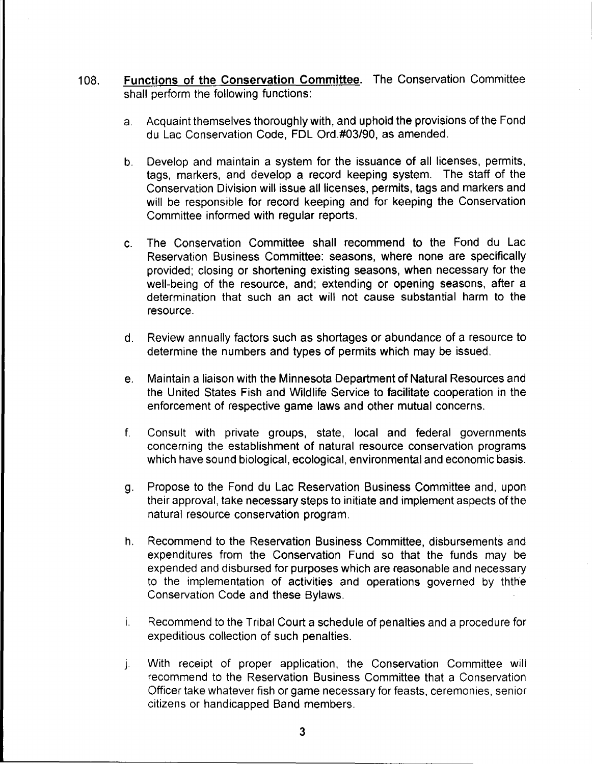108. **Functions of the Conservation Committee**. The Conservation Committee shall perform the following functions:

    a. Acquaint themselves thoroughly with, and uphold the provisions of the Fond du Lac Conservation Code, FDL Ord.#03/90, as amended.

    b. Develop and maintain a system for the issuance of all licenses, permits, tags, markers, and develop a record keeping system. The staff of the Conservation Division will issue all licenses, permits, tags and markers and will be responsible for record keeping and for keeping the Conservation Committee informed with regular reports.

    c. The Conservation Committee shall recommend to the Fond du Lac Reservation Business Committee: seasons, where none are specifically provided; closing or shortening existing seasons, when necessary for the well-being of the resource, and; extending or opening seasons, after a determination that such an act will not cause substantial harm to the resource.

    d. Review annually factors such as shortages or abundance of a resource to determine the numbers and types of permits which may be issued.

    e. Maintain a liaison with the Minnesota Department of Natural Resources and the United States Fish and Wildlife Service to facilitate cooperation in the enforcement of respective game laws and other mutual concerns.

    f. Consult with private groups, state, local and federal governments concerning the establishment of natural resource conservation programs which have sound biological, ecological, environmental and economic basis.

    g. Propose to the Fond du Lac Reservation Business Committee and, upon their approval, take necessary steps to initiate and implement aspects of the natural resource conservation program.

    h. Recommend to the Reservation Business Committee, disbursements and expenditures from the Conservation Fund so that the funds may be expended and disbursed for purposes which are reasonable and necessary to the implementation of activities and operations governed by ththe Conservation Code and these Bylaws.

    i. Recommend to the Tribal Court a schedule of penalties and a procedure for expeditious collection of such penalties.

    j. With receipt of proper application, the Conservation Committee will recommend to the Reservation Business Committee that a Conservation Officer take whatever fish or game necessary for feasts, ceremonies, senior citizens or handicapped Band members.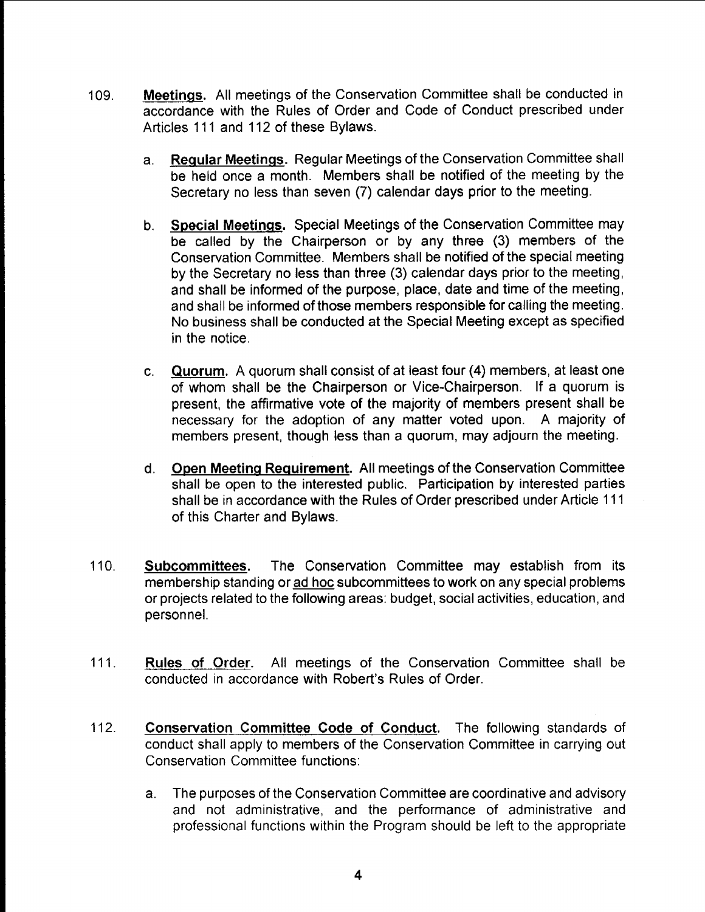109. **Meetings.** All meetings of the Conservation Committee shall be conducted in accordance with the Rules of Order and Code of Conduct prescribed under Articles 111 and 112 of these Bylaws.

    a. **Regular Meetings.** Regular Meetings of the Conservation Committee shall be held once a month. Members shall be notified of the meeting by the Secretary no less than seven (7) calendar days prior to the meeting.

    b. **Special Meetings.** Special Meetings of the Conservation Committee may be called by the Chairperson or by any three (3) members of the Conservation Committee. Members shall be notified of the special meeting by the Secretary no less than three (3) calendar days prior to the meeting, and shall be informed of the purpose, place, date and time of the meeting, and shall be informed of those members responsible for calling the meeting. No business shall be conducted at the Special Meeting except as specified in the notice.

    c. **Quorum.** A quorum shall consist of at least four (4) members, at least one of whom shall be the Chairperson or Vice-Chairperson. If a quorum is present, the affirmative vote of the majority of members present shall be necessary for the adoption of any matter voted upon. A majority of members present, though less than a quorum, may adjourn the meeting.

    d. **Open Meeting Requirement.** All meetings of the Conservation Committee shall be open to the interested public. Participation by interested parties shall be in accordance with the Rules of Order prescribed under Article 111 of this Charter and Bylaws.

110. **Subcommittees.** The Conservation Committee may establish from its membership standing or ad hoc subcommittees to work on any special problems or projects related to the following areas: budget, social activities, education, and personnel.

111. **Rules of Order.** All meetings of the Conservation Committee shall be conducted in accordance with Robert's Rules of Order.

112. **Conservation Committee Code of Conduct.** The following standards of conduct shall apply to members of the Conservation Committee in carrying out Conservation Committee functions:

    a. The purposes of the Conservation Committee are coordinative and advisory and not administrative, and the performance of administrative and professional functions within the Program should be left to the appropriate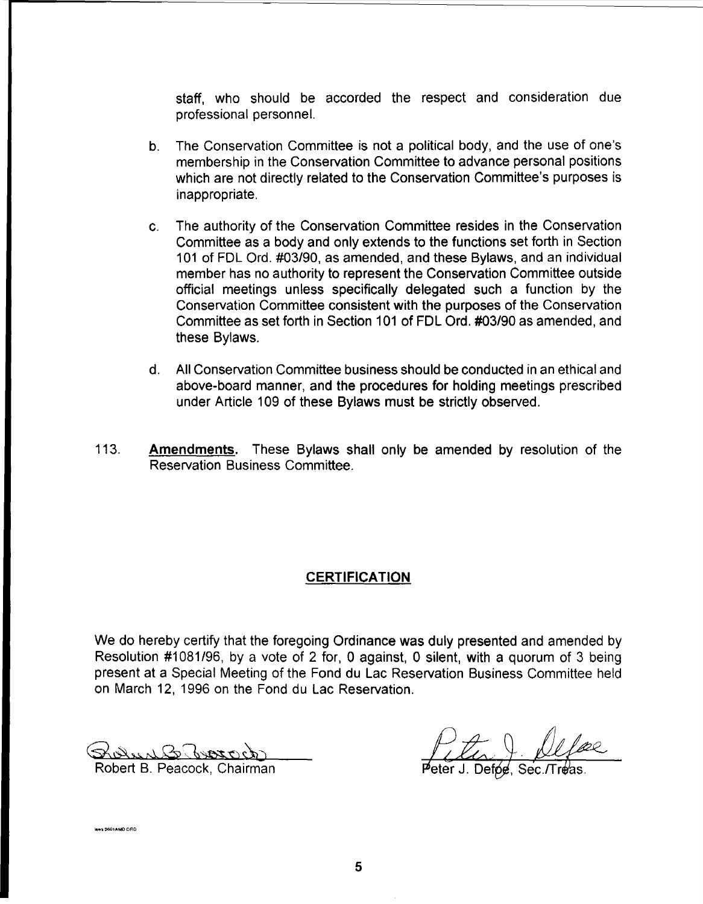staff, who should be accorded the respect and consideration due professional personnel.

b. The Conservation Committee is not a political body, and the use of one's membership in the Conservation Committee to advance personal positions which are not directly related to the Conservation Committee's purposes is inappropriate.

c. The authority of the Conservation Committee resides in the Conservation Committee as a body and only extends to the functions set forth in Section 101 of FDL Ord. #03/90, as amended, and these Bylaws, and an individual member has no authority to represent the Conservation Committee outside official meetings unless specifically delegated such a function by the Conservation Committee consistent with the purposes of the Conservation Committee as set forth in Section 101 of FDL Ord. #03/90 as amended, and these Bylaws.

d. All Conservation Committee business should be conducted in an ethical and above-board manner, and the procedures for holding meetings prescribed under Article 109 of these Bylaws must be strictly observed.

113. **Amendments.** These Bylaws shall only be amended by resolution of the Reservation Business Committee.

## CERTIFICATION

We do hereby certify that the foregoing Ordinance was duly presented and amended by Resolution #1081/96, by a vote of 2 for, 0 against, 0 silent, with a quorum of 3 being present at a Special Meeting of the Fond du Lac Reservation Business Committee held on March 12, 1996 on the Fond du Lac Reservation.

Robert B. Peacock, Chairman

Peter J. Defoe, Sec./Treas.

laws 9601AMD.ORD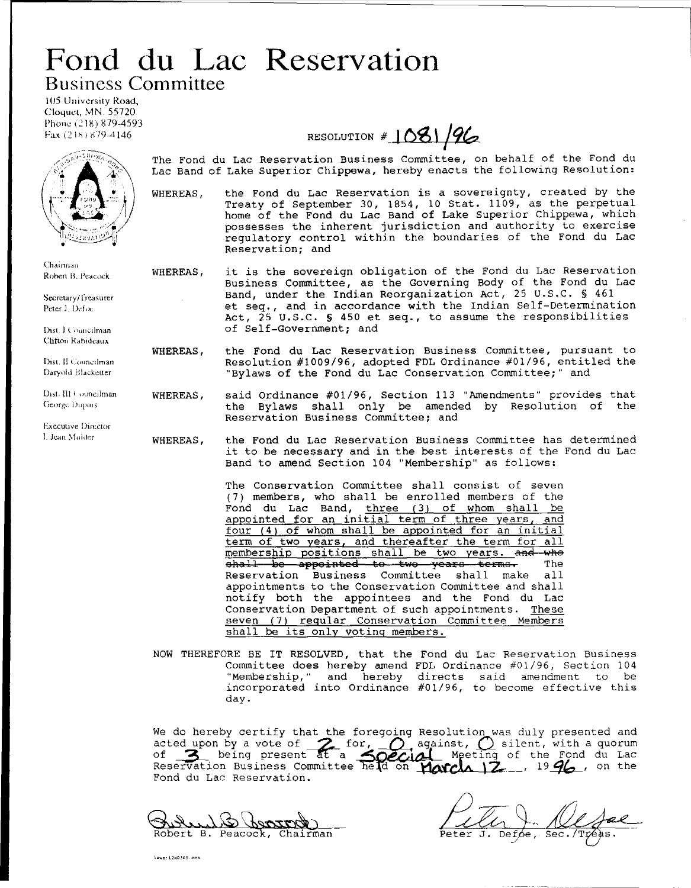# Fond du Lac Reservation

## Business Committee

105 University Road,
Cloquet, MN 55720
Phone (218) 879-4593
Fax (218) 879-4146

Chairman
Robert B. Peacock

Secretary/Treasurer
Peter J. Defoe

Dist. I Councilman
Clifton Rabideaux

Dist. II Councilman
Daryold Blackettler

Dist. III Councilman
George Dupuis

Executive Director
L. Jean Mulder

RESOLUTION # 1081/96

The Fond du Lac Reservation Business Committee, on behalf of the Fond du Lac Band of Lake Superior Chippewa, hereby enacts the following Resolution:

WHEREAS, the Fond du Lac Reservation is a sovereignty, created by the Treaty of September 30, 1854, 10 Stat. 1109, as the perpetual home of the Fond du Lac Band of Lake Superior Chippewa, which possesses the inherent jurisdiction and authority to exercise regulatory control within the boundaries of the Fond du Lac Reservation; and

WHEREAS, it is the sovereign obligation of the Fond du Lac Reservation Business Committee, as the Governing Body of the Fond du Lac Band, under the Indian Reorganization Act, 25 U.S.C. § 461 et seq., and in accordance with the Indian Self-Determination Act, 25 U.S.C. § 450 et seq., to assume the responsibilities of Self-Government; and

WHEREAS, the Fond du Lac Reservation Business Committee, pursuant to Resolution #1009/96, adopted FDL Ordinance #01/96, entitled the "Bylaws of the Fond du Lac Conservation Committee;" and

WHEREAS, said Ordinance #01/96, Section 113 "Amendments" provides that the Bylaws shall only be amended by Resolution of the Reservation Business Committee; and

WHEREAS, the Fond du Lac Reservation Business Committee has determined it to be necessary and in the best interests of the Fond du Lac Band to amend Section 104 "Membership" as follows:

> The Conservation Committee shall consist of seven (7) members, who shall be enrolled members of the Fond du Lac Band, <u>three (3) of whom shall be appointed for an initial term of three years, and four (4) of whom shall be appointed for an initial term of two years, and thereafter the term for all membership positions shall be two years.</u> ~~and who shall be appointed to two years terms.~~ The Reservation Business Committee shall make all appointments to the Conservation Committee and shall notify both the appointees and the Fond du Lac Conservation Department of such appointments. <u>These seven (7) regular Conservation Committee Members shall be its only voting members.</u>

NOW THEREFORE BE IT RESOLVED, that the Fond du Lac Reservation Business Committee does hereby amend FDL Ordinance #01/96, Section 104 "Membership," and hereby directs said amendment to be incorporated into Ordinance #01/96, to become effective this day.

We do hereby certify that the foregoing Resolution was duly presented and acted upon by a vote of 2 for, 0 against, 0 silent, with a quorum of 3 being present at a Special Meeting of the Fond du Lac Reservation Business Committee held on March 12, 1996, on the Fond du Lac Reservation.

Robert B. Peacock, Chairman

Peter J. Defoe, Sec./Treas.